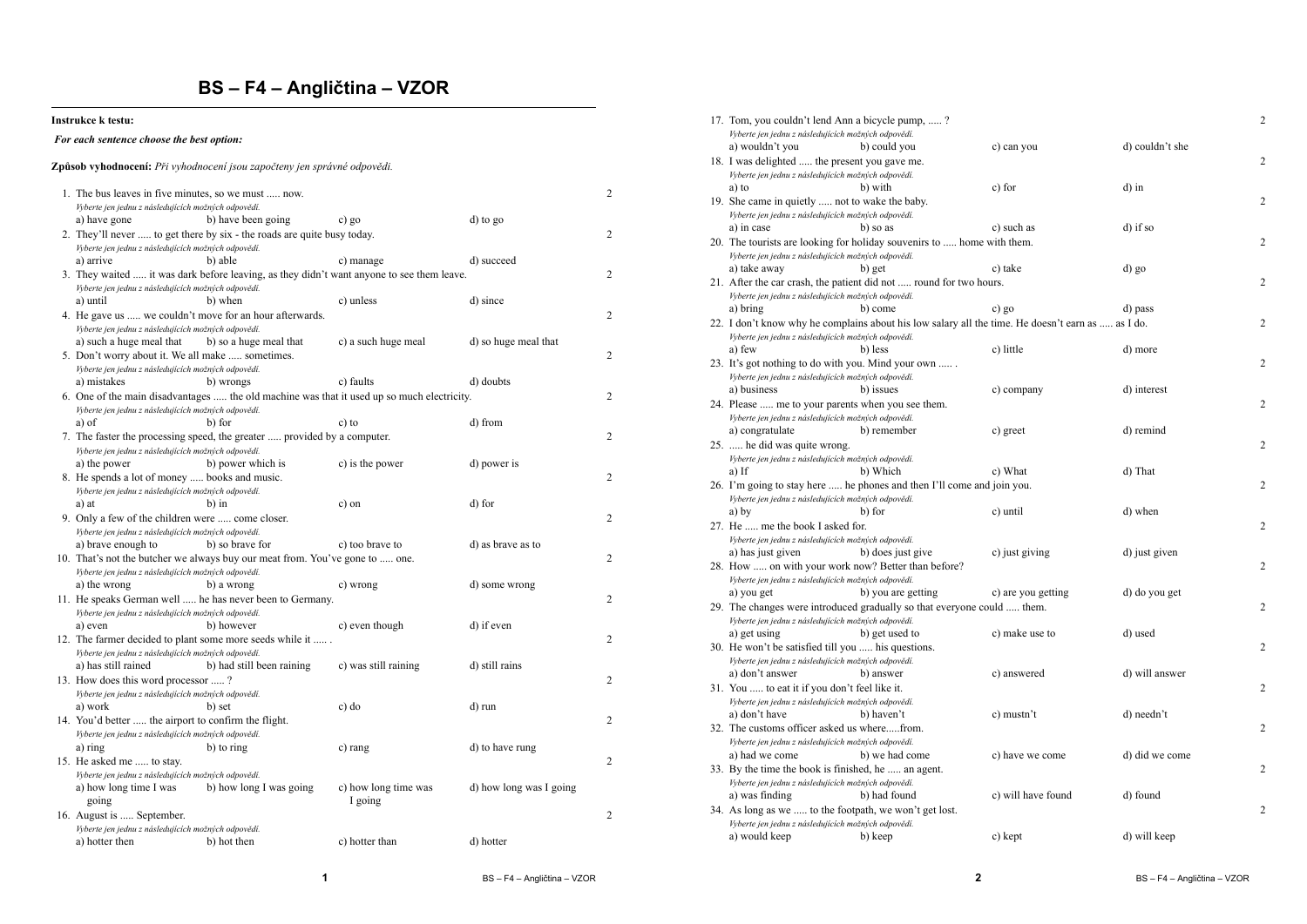# BS – F4 – Angličtina – VZOR

**Instrukce k testu:**

***For each sentence choose the best option:***

**Způsob vyhodnocení:** *Při vyhodnocení jsou započteny jen správné odpovědi.*

1. The bus leaves in five minutes, so we must ..... now. — 2
   *Vyberte jen jednu z následujících možných odpovědí.*
   a) have gone b) have been going c) go d) to go

2. They'll never ..... to get there by six - the roads are quite busy today. — 2
   *Vyberte jen jednu z následujících možných odpovědí.*
   a) arrive b) able c) manage d) succeed

3. They waited ..... it was dark before leaving, as they didn't want anyone to see them leave. — 2
   *Vyberte jen jednu z následujících možných odpovědí.*
   a) until b) when c) unless d) since

4. He gave us ..... we couldn't move for an hour afterwards. — 2
   *Vyberte jen jednu z následujících možných odpovědí.*
   a) such a huge meal that b) so a huge meal that c) a such huge meal d) so huge meal that

5. Don't worry about it. We all make ..... sometimes. — 2
   *Vyberte jen jednu z následujících možných odpovědí.*
   a) mistakes b) wrongs c) faults d) doubts

6. One of the main disadvantages ..... the old machine was that it used up so much electricity. — 2
   *Vyberte jen jednu z následujících možných odpovědí.*
   a) of b) for c) to d) from

7. The faster the processing speed, the greater ..... provided by a computer. — 2
   *Vyberte jen jednu z následujících možných odpovědí.*
   a) the power b) power which is c) is the power d) power is

8. He spends a lot of money ..... books and music. — 2
   *Vyberte jen jednu z následujících možných odpovědí.*
   a) at b) in c) on d) for

9. Only a few of the children were ..... come closer. — 2
   *Vyberte jen jednu z následujících možných odpovědí.*
   a) brave enough to b) so brave for c) too brave to d) as brave as to

10. That's not the butcher we always buy our meat from. You've gone to ..... one. — 2
    *Vyberte jen jednu z následujících možných odpovědí.*
    a) the wrong b) a wrong c) wrong d) some wrong

11. He speaks German well ..... he has never been to Germany. — 2
    *Vyberte jen jednu z následujících možných odpovědí.*
    a) even b) however c) even though d) if even

12. The farmer decided to plant some more seeds while it ..... . — 2
    *Vyberte jen jednu z následujících možných odpovědí.*
    a) has still rained b) had still been raining c) was still raining d) still rains

13. How does this word processor ..... ? — 2
    *Vyberte jen jednu z následujících možných odpovědí.*
    a) work b) set c) do d) run

14. You'd better ..... the airport to confirm the flight. — 2
    *Vyberte jen jednu z následujících možných odpovědí.*
    a) ring b) to ring c) rang d) to have rung

15. He asked me ..... to stay. — 2
    *Vyberte jen jednu z následujících možných odpovědí.*
    a) how long time I was going b) how long I was going c) how long time was I going d) how long was I going

16. August is ..... September. — 2
    *Vyberte jen jednu z následujících možných odpovědí.*
    a) hotter then b) hot then c) hotter than d) hotter

17. Tom, you couldn't lend Ann a bicycle pump, ..... ? — 2
    *Vyberte jen jednu z následujících možných odpovědí.*
    a) wouldn't you b) could you c) can you d) couldn't she

18. I was delighted ..... the present you gave me. — 2
    *Vyberte jen jednu z následujících možných odpovědí.*
    a) to b) with c) for d) in

19. She came in quietly ..... not to wake the baby. — 2
    *Vyberte jen jednu z následujících možných odpovědí.*
    a) in case b) so as c) such as d) if so

20. The tourists are looking for holiday souvenirs to ..... home with them. — 2
    *Vyberte jen jednu z následujících možných odpovědí.*
    a) take away b) get c) take d) go

21. After the car crash, the patient did not ..... round for two hours. — 2
    *Vyberte jen jednu z následujících možných odpovědí.*
    a) bring b) come c) go d) pass

22. I don't know why he complains about his low salary all the time. He doesn't earn as ..... as I do. — 2
    *Vyberte jen jednu z následujících možných odpovědí.*
    a) few b) less c) little d) more

23. It's got nothing to do with you. Mind your own ..... . — 2
    *Vyberte jen jednu z následujících možných odpovědí.*
    a) business b) issues c) company d) interest

24. Please ..... me to your parents when you see them. — 2
    *Vyberte jen jednu z následujících možných odpovědí.*
    a) congratulate b) remember c) greet d) remind

25. ..... he did was quite wrong. — 2
    *Vyberte jen jednu z následujících možných odpovědí.*
    a) If b) Which c) What d) That

26. I'm going to stay here ..... he phones and then I'll come and join you. — 2
    *Vyberte jen jednu z následujících možných odpovědí.*
    a) by b) for c) until d) when

27. He ..... me the book I asked for. — 2
    *Vyberte jen jednu z následujících možných odpovědí.*
    a) has just given b) does just give c) just giving d) just given

28. How ..... on with your work now? Better than before? — 2
    *Vyberte jen jednu z následujících možných odpovědí.*
    a) you get b) you are getting c) are you getting d) do you get

29. The changes were introduced gradually so that everyone could ..... them. — 2
    *Vyberte jen jednu z následujících možných odpovědí.*
    a) get using b) get used to c) make use to d) used

30. He won't be satisfied till you ..... his questions. — 2
    *Vyberte jen jednu z následujících možných odpovědí.*
    a) don't answer b) answer c) answered d) will answer

31. You ..... to eat it if you don't feel like it. — 2
    *Vyberte jen jednu z následujících možných odpovědí.*
    a) don't have b) haven't c) mustn't d) needn't

32. The customs officer asked us where.....from. — 2
    *Vyberte jen jednu z následujících možných odpovědí.*
    a) had we come b) we had come c) have we come d) did we come

33. By the time the book is finished, he ..... an agent. — 2
    *Vyberte jen jednu z následujících možných odpovědí.*
    a) was finding b) had found c) will have found d) found

34. As long as we ..... to the footpath, we won't get lost. — 2
    *Vyberte jen jednu z následujících možných odpovědí.*
    a) would keep b) keep c) kept d) will keep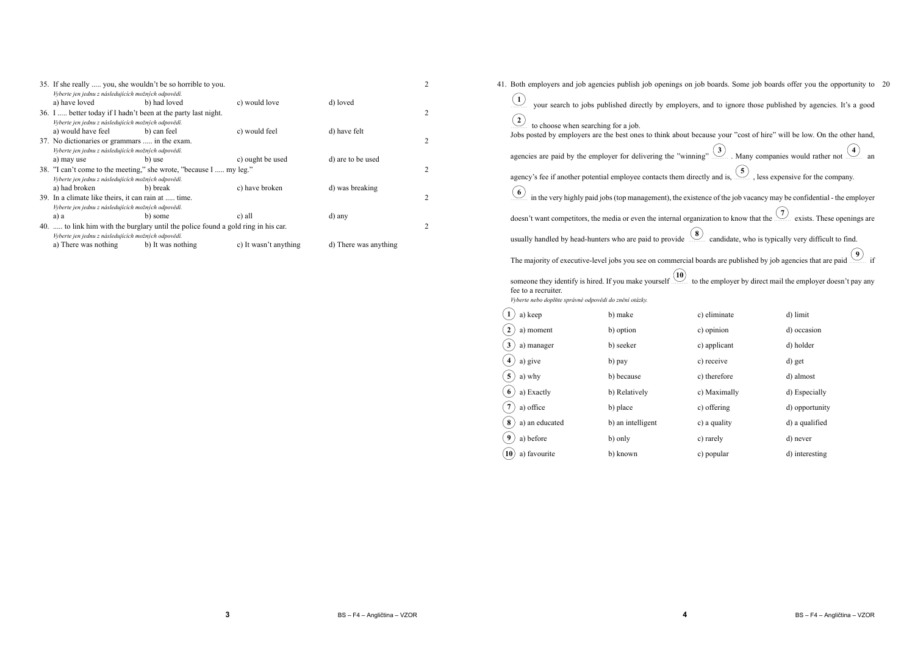35. If she really ..... you, she wouldn't be so horrible to you. 2

*Vyberte jen jednu z následujících možných odpovědí.*

a) have loved  b) had loved  c) would love  d) loved

36. I ..... better today if I hadn't been at the party last night. 2

*Vyberte jen jednu z následujících možných odpovědí.*

a) would have feel  b) can feel  c) would feel  d) have felt

37. No dictionaries or grammars ..... in the exam. 2

*Vyberte jen jednu z následujících možných odpovědí.*

a) may use  b) use  c) ought be used  d) are to be used

38. "I can't come to the meeting," she wrote, "because I ..... my leg." 2

*Vyberte jen jednu z následujících možných odpovědí.*

a) had broken  b) break  c) have broken  d) was breaking

39. In a climate like theirs, it can rain at ..... time. 2

*Vyberte jen jednu z následujících možných odpovědí.*

a) a  b) some  c) all  d) any

40. ..... to link him with the burglary until the police found a gold ring in his car. 2

*Vyberte jen jednu z následujících možných odpovědí.*

a) There was nothing  b) It was nothing  c) It wasn't anything  d) There was anything

41. Both employers and job agencies publish job openings on job boards. Some job boards offer you the opportunity to (1) ........ your search to jobs published directly by employers, and to ignore those published by agencies. It's a good (2) ........ to choose when searching for a job. 20

Jobs posted by employers are the best ones to think about because your "cost of hire" will be low. On the other hand, agencies are paid by the employer for delivering the "winning" (3) ........ . Many companies would rather not (4) ........ an agency's fee if another potential employee contacts them directly and is, (5) ........ , less expensive for the company.

(6) ........ in the very highly paid jobs (top management), the existence of the job vacancy may be confidential - the employer doesn't want competitors, the media or even the internal organization to know that the (7) ........ exists. These openings are usually handled by head-hunters who are paid to provide (8) ........ candidate, who is typically very difficult to find.

The majority of executive-level jobs you see on commercial boards are published by job agencies that are paid (9) ........ if someone they identify is hired. If you make yourself (10) ........ to the employer by direct mail the employer doesn't pay any fee to a recruiter.

*Vyberte nebo doplňte správné odpovědi do znění otázky.*

| | a) | b) | c) | d) |
|---|---|---|---|---|
| 1 | a) keep | b) make | c) eliminate | d) limit |
| 2 | a) moment | b) option | c) opinion | d) occasion |
| 3 | a) manager | b) seeker | c) applicant | d) holder |
| 4 | a) give | b) pay | c) receive | d) get |
| 5 | a) why | b) because | c) therefore | d) almost |
| 6 | a) Exactly | b) Relatively | c) Maximally | d) Especially |
| 7 | a) office | b) place | c) offering | d) opportunity |
| 8 | a) an educated | b) an intelligent | c) a quality | d) a qualified |
| 9 | a) before | b) only | c) rarely | d) never |
| 10 | a) favourite | b) known | c) popular | d) interesting |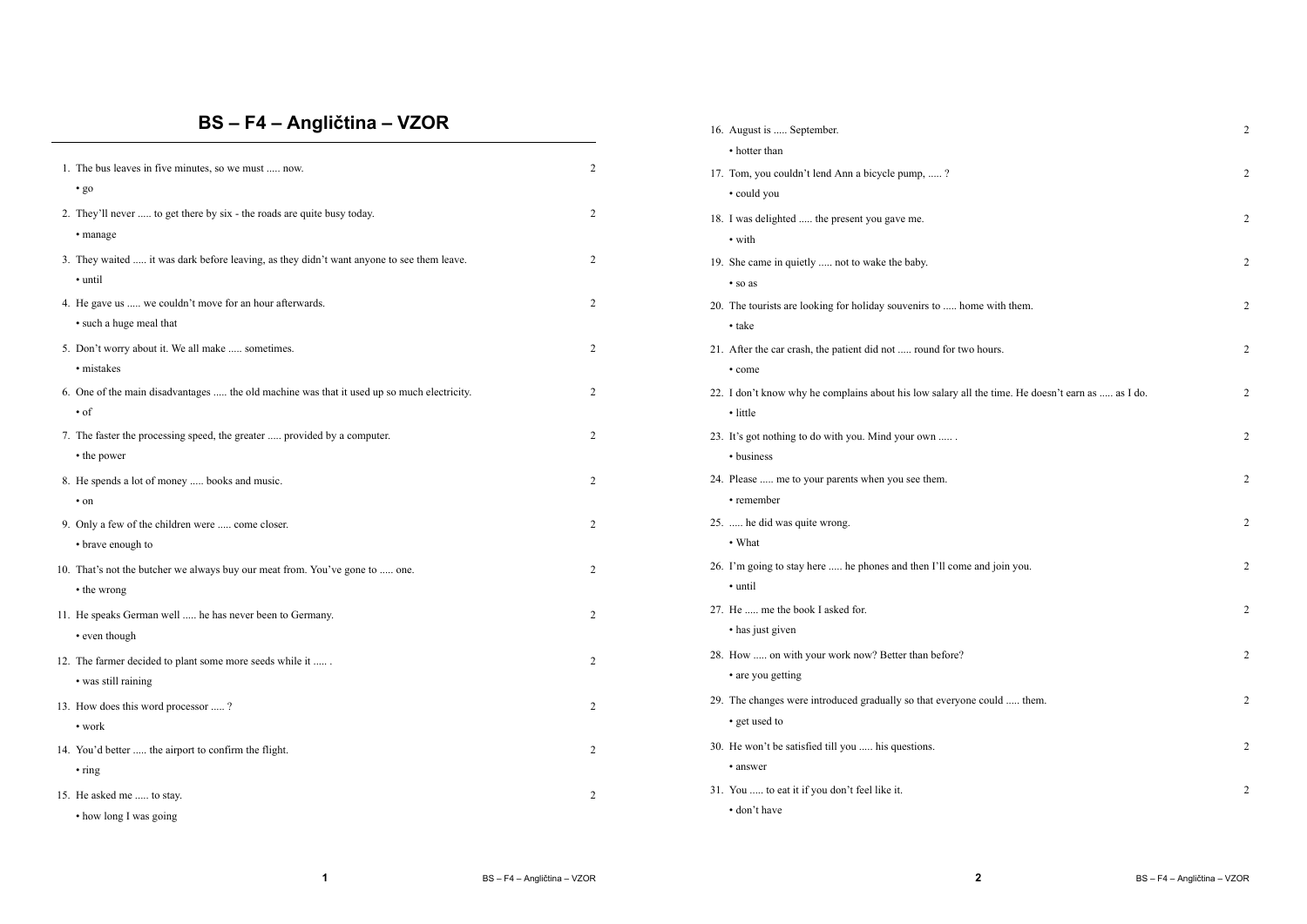# BS – F4 – Angličtina – VZOR

1. The bus leaves in five minutes, so we must ..... now. 2
   - go
2. They'll never ..... to get there by six - the roads are quite busy today. 2
   - manage
3. They waited ..... it was dark before leaving, as they didn't want anyone to see them leave. 2
   - until
4. He gave us ..... we couldn't move for an hour afterwards. 2
   - such a huge meal that
5. Don't worry about it. We all make ..... sometimes. 2
   - mistakes
6. One of the main disadvantages ..... the old machine was that it used up so much electricity. 2
   - of
7. The faster the processing speed, the greater ..... provided by a computer. 2
   - the power
8. He spends a lot of money ..... books and music. 2
   - on
9. Only a few of the children were ..... come closer. 2
   - brave enough to
10. That's not the butcher we always buy our meat from. You've gone to ..... one. 2
    - the wrong
11. He speaks German well ..... he has never been to Germany. 2
    - even though
12. The farmer decided to plant some more seeds while it ..... . 2
    - was still raining
13. How does this word processor ..... ? 2
    - work
14. You'd better ..... the airport to confirm the flight. 2
    - ring
15. He asked me ..... to stay. 2
    - how long I was going
16. August is ..... September. 2
    - hotter than
17. Tom, you couldn't lend Ann a bicycle pump, ..... ? 2
    - could you
18. I was delighted ..... the present you gave me. 2
    - with
19. She came in quietly ..... not to wake the baby. 2
    - so as
20. The tourists are looking for holiday souvenirs to ..... home with them. 2
    - take
21. After the car crash, the patient did not ..... round for two hours. 2
    - come
22. I don't know why he complains about his low salary all the time. He doesn't earn as ..... as I do. 2
    - little
23. It's got nothing to do with you. Mind your own ..... . 2
    - business
24. Please ..... me to your parents when you see them. 2
    - remember
25. ..... he did was quite wrong. 2
    - What
26. I'm going to stay here ..... he phones and then I'll come and join you. 2
    - until
27. He ..... me the book I asked for. 2
    - has just given
28. How ..... on with your work now? Better than before? 2
    - are you getting
29. The changes were introduced gradually so that everyone could ..... them. 2
    - get used to
30. He won't be satisfied till you ..... his questions. 2
    - answer
31. You ..... to eat it if you don't feel like it. 2
    - don't have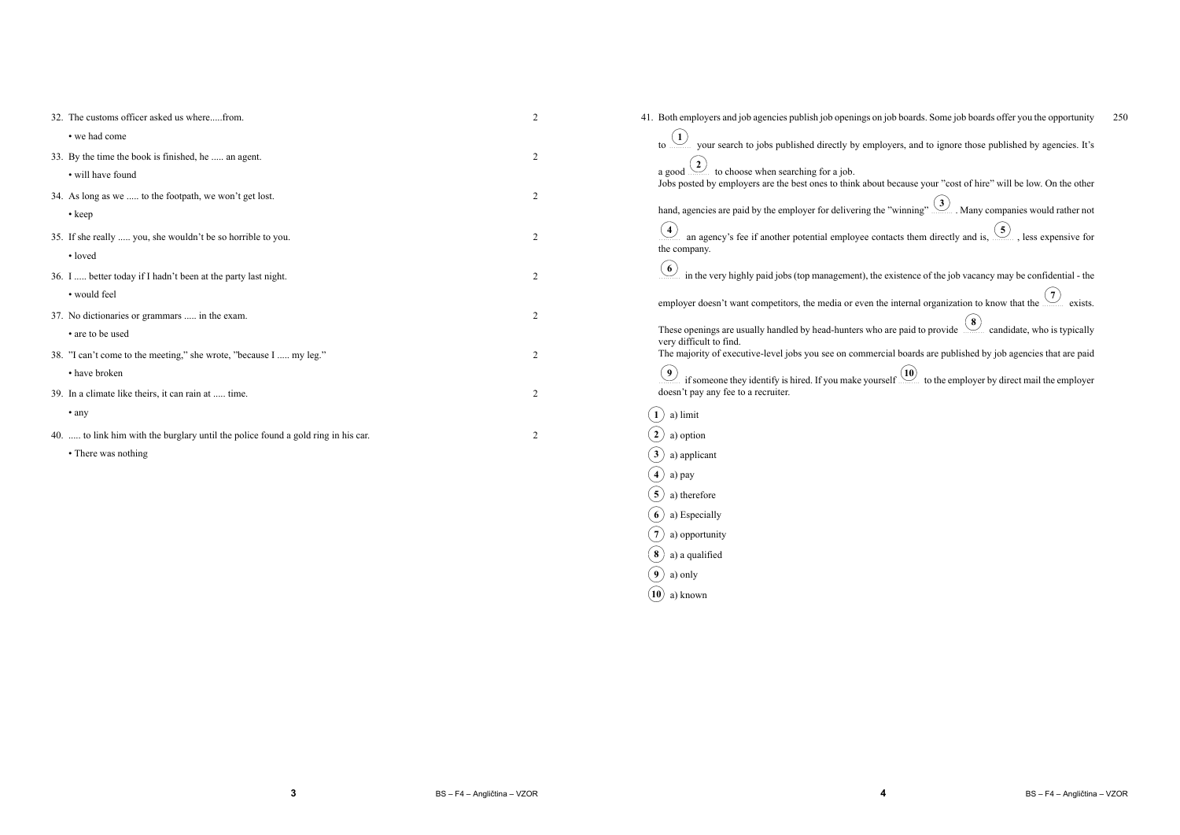32. The customs officer asked us where.....from. 2

• we had come

33. By the time the book is finished, he ..... an agent. 2

• will have found

34. As long as we ..... to the footpath, we won't get lost. 2

• keep

35. If she really ..... you, she wouldn't be so horrible to you. 2

• loved

36. I ..... better today if I hadn't been at the party last night. 2

• would feel

37. No dictionaries or grammars ..... in the exam. 2

• are to be used

38. "I can't come to the meeting," she wrote, "because I ..... my leg." 2

• have broken

39. In a climate like theirs, it can rain at ..... time. 2

• any

40. ..... to link him with the burglary until the police found a gold ring in his car. 2

• There was nothing

41. Both employers and job agencies publish job openings on job boards. Some job boards offer you the opportunity to (1) ........ your search to jobs published directly by employers, and to ignore those published by agencies. It's a good (2) ........ to choose when searching for a job. 250

Jobs posted by employers are the best ones to think about because your "cost of hire" will be low. On the other hand, agencies are paid by the employer for delivering the "winning" (3) ........ . Many companies would rather not (4) ........ an agency's fee if another potential employee contacts them directly and is, (5) ........ , less expensive for the company.

(6) ........ in the very highly paid jobs (top management), the existence of the job vacancy may be confidential - the employer doesn't want competitors, the media or even the internal organization to know that the (7) ........ exists. These openings are usually handled by head-hunters who are paid to provide (8) ........ candidate, who is typically very difficult to find.

The majority of executive-level jobs you see on commercial boards are published by job agencies that are paid (9) ........ if someone they identify is hired. If you make yourself (10) ........ to the employer by direct mail the employer doesn't pay any fee to a recruiter.

(1) a) limit

(2) a) option

(3) a) applicant

(4) a) pay

(5) a) therefore

(6) a) Especially

(7) a) opportunity

(8) a) a qualified

(9) a) only

(10) a) known